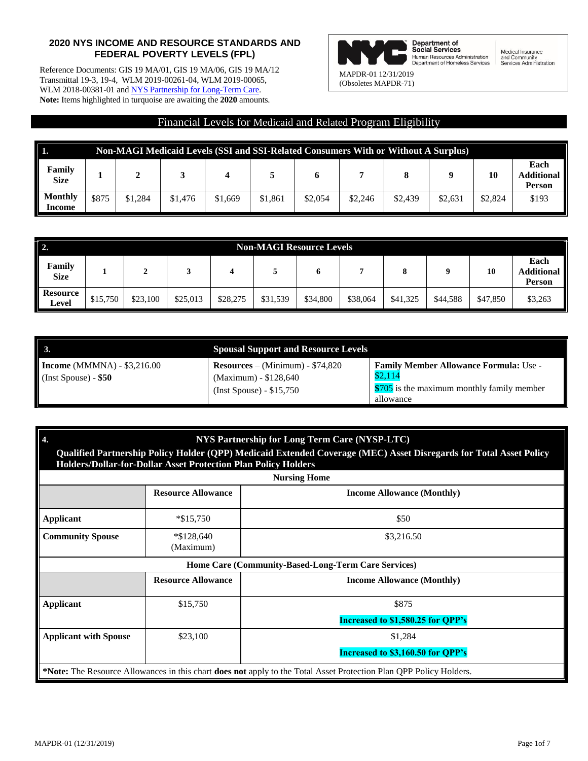# 2020 NYS INCOME AND RESOURCE STANDARDS AND FEDERAL POVERTY LEVELS (FPL)

Reference Documents: GIS 19 MA/01, GIS 19 MA/06, GIS 19 MA/12 Transmittal 19-3, 19-4, WLM 2019-00261-04, WLM 2019-00065, WLM 2018-00381-01 and NYS Partnership for Long-Term Care.

**Note:** Items highlighted in turquoise are awaiting the **2020** amounts.

Department of Social Services
Human Resources Administration
Department of Homeless Services
Medical Insurance and Community Services Administration

MAPDR-01 12/31/2019
(Obsoletes MAPDR-71)

## Financial Levels for Medicaid and Related Program Eligibility

| **1.** | **Non-MAGI Medicaid Levels (SSI and SSI-Related Consumers With or Without A Surplus)** | | | | | | | | | |
|---|---|---|---|---|---|---|---|---|---|---|
| **Family Size** | **1** | **2** | **3** | **4** | **5** | **6** | **7** | **8** | **9** | **10** | **Each Additional Person** |
| **Monthly Income** | $875 | $1,284 | $1,476 | $1,669 | $1,861 | $2,054 | $2,246 | $2,439 | $2,631 | $2,824 | $193 |

| **2.** | **Non-MAGI Resource Levels** | | | | | | | | | | |
|---|---|---|---|---|---|---|---|---|---|---|---|
| **Family Size** | **1** | **2** | **3** | **4** | **5** | **6** | **7** | **8** | **9** | **10** | **Each Additional Person** |
| **Resource Level** | $15,750 | $23,100 | $25,013 | $28,275 | $31,539 | $34,800 | $38,064 | $41,325 | $44,588 | $47,850 | $3,263 |

| **3.** | **Spousal Support and Resource Levels** | |
|---|---|---|
| **Income** (MMMNA) - $3,216.00<br>(Inst Spouse) - **$50** | **Resources** – (Minimum) - $74,820<br>(Maximum) - $128,640<br>(Inst Spouse) - $15,750 | **Family Member Allowance Formula:** Use - $2,114<br>$705 is the maximum monthly family member allowance |

| **4.** | **NYS Partnership for Long Term Care (NYSP-LTC)**<br>**Qualified Partnership Policy Holder (QPP) Medicaid Extended Coverage (MEC) Asset Disregards for Total Asset Policy Holders/Dollar-for-Dollar Asset Protection Plan Policy Holders** | |
|---|---|---|
| | **Nursing Home** | |
| | **Resource Allowance** | **Income Allowance (Monthly)** |
| **Applicant** | *$15,750 | $50 |
| **Community Spouse** | *$128,640 (Maximum) | $3,216.50 |
| | **Home Care (Community-Based-Long-Term Care Services)** | |
| | **Resource Allowance** | **Income Allowance (Monthly)** |
| **Applicant** | $15,750 | $875<br>**Increased to $1,580.25 for QPP's** |
| **Applicant with Spouse** | $23,100 | $1,284<br>**Increased to $3,160.50 for QPP's** |

***Note:** The Resource Allowances in this chart **does not** apply to the Total Asset Protection Plan QPP Policy Holders.

MAPDR-01 (12/31/2019)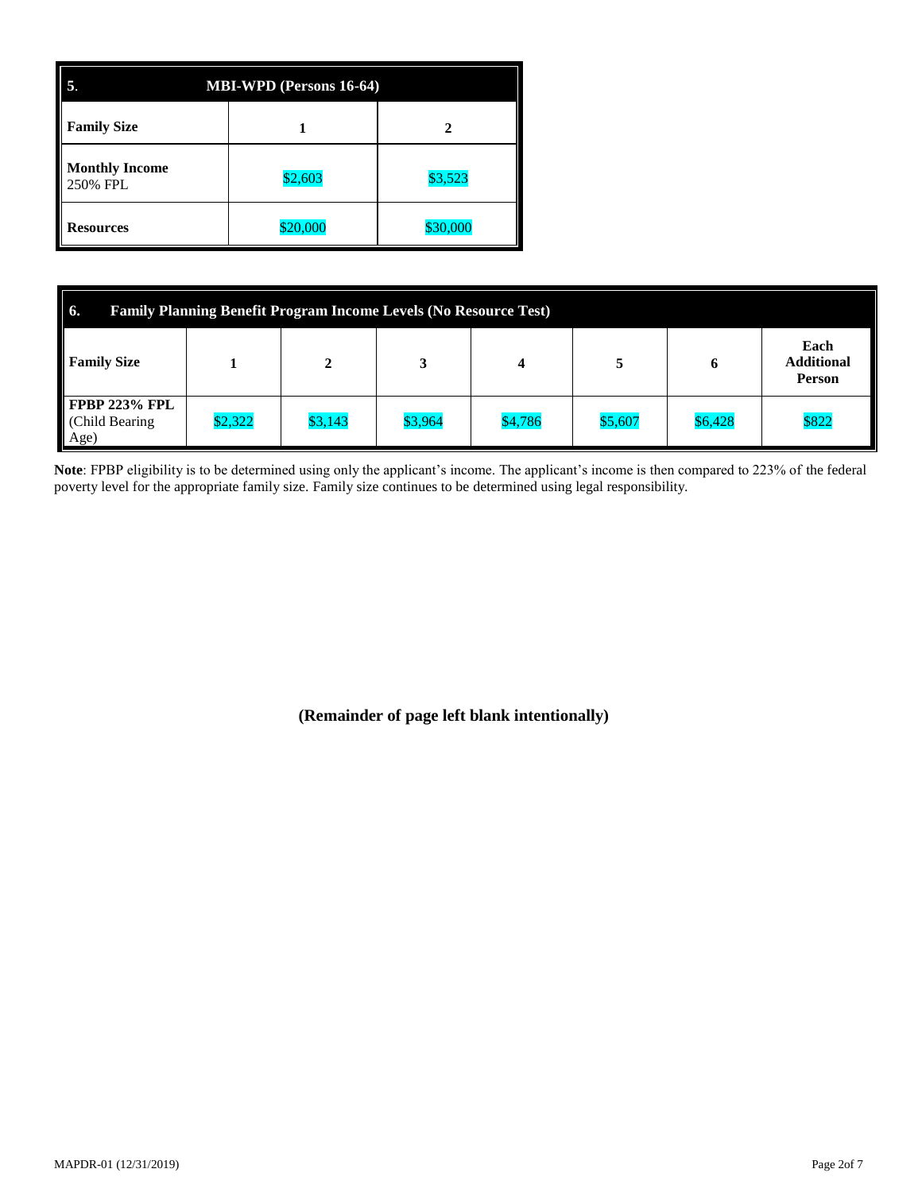| 5. | MBI-WPD (Persons 16-64) | |
|---|---|---|
| **Family Size** | **1** | **2** |
| **Monthly Income** 250% FPL | $2,603 | $3,523 |
| **Resources** | $20,000 | $30,000 |

| 6. | Family Planning Benefit Program Income Levels (No Resource Test) | | | | | | |
|---|---|---|---|---|---|---|---|
| **Family Size** | **1** | **2** | **3** | **4** | **5** | **6** | **Each Additional Person** |
| **FPBP 223% FPL** (Child Bearing Age) | $2,322 | $3,143 | $3,964 | $4,786 | $5,607 | $6,428 | $822 |

**Note**: FPBP eligibility is to be determined using only the applicant's income. The applicant's income is then compared to 223% of the federal poverty level for the appropriate family size. Family size continues to be determined using legal responsibility.

**(Remainder of page left blank intentionally)**

MAPDR-01 (12/31/2019)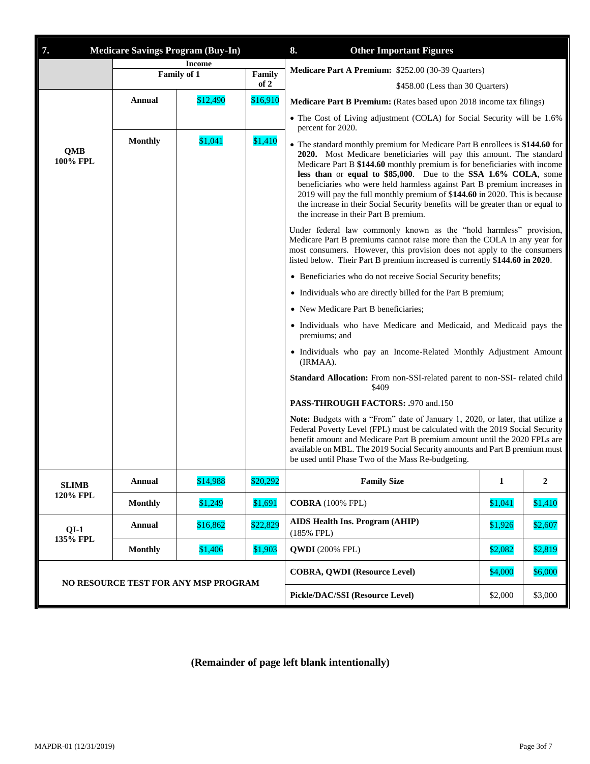## 7. Medicare Savings Program (Buy-In)

| | | Income Family of 1 | Family of 2 |
|---|---|---|---|
| QMB 100% FPL | Annual | $12,490 | $16,910 |
| | Monthly | $1,041 | $1,410 |
| SLIMB 120% FPL | Annual | $14,988 | $20,292 |
| | Monthly | $1,249 | $1,691 |
| QI-1 135% FPL | Annual | $16,862 | $22,829 |
| | Monthly | $1,406 | $1,903 |

**NO RESOURCE TEST FOR ANY MSP PROGRAM**

## 8. Other Important Figures

**Medicare Part A Premium:** $252.00 (30-39 Quarters)

$458.00 (Less than 30 Quarters)

**Medicare Part B Premium:** (Rates based upon 2018 income tax filings)

- The Cost of Living adjustment (COLA) for Social Security will be 1.6% percent for 2020.
- The standard monthly premium for Medicare Part B enrollees is **$144.60** for **2020.** Most Medicare beneficiaries will pay this amount. The standard Medicare Part B **$144.60** monthly premium is for beneficiaries with income **less than** or **equal to $85,000**. Due to the **SSA 1.6% COLA**, some beneficiaries who were held harmless against Part B premium increases in 2019 will pay the full monthly premium of **$144.60** in 2020. This is because the increase in their Social Security benefits will be greater than or equal to the increase in their Part B premium.

Under federal law commonly known as the "hold harmless" provision, Medicare Part B premiums cannot raise more than the COLA in any year for most consumers. However, this provision does not apply to the consumers listed below. Their Part B premium increased is currently **$144.60 in 2020**.

- Beneficiaries who do not receive Social Security benefits;
- Individuals who are directly billed for the Part B premium;
- New Medicare Part B beneficiaries;
- Individuals who have Medicare and Medicaid, and Medicaid pays the premiums; and
- Individuals who pay an Income-Related Monthly Adjustment Amount (IRMAA).

**Standard Allocation:** From non-SSI-related parent to non-SSI- related child $409

**PASS-THROUGH FACTORS:** .970 and.150

**Note:** Budgets with a "From" date of January 1, 2020, or later, that utilize a Federal Poverty Level (FPL) must be calculated with the 2019 Social Security benefit amount and Medicare Part B premium amount until the 2020 FPLs are available on MBL. The 2019 Social Security amounts and Part B premium must be used until Phase Two of the Mass Re-budgeting.

| Family Size | 1 | 2 |
|---|---|---|
| **COBRA** (100% FPL) | $1,041 | $1,410 |
| **AIDS Health Ins. Program (AHIP)** (185% FPL) | $1,926 | $2,607 |
| **QWDI** (200% FPL) | $2,082 | $2,819 |
| **COBRA, QWDI (Resource Level)** | $4,000 | $6,000 |
| **Pickle/DAC/SSI (Resource Level)** | $2,000 | $3,000 |

**(Remainder of page left blank intentionally)**

MAPDR-01 (12/31/2019)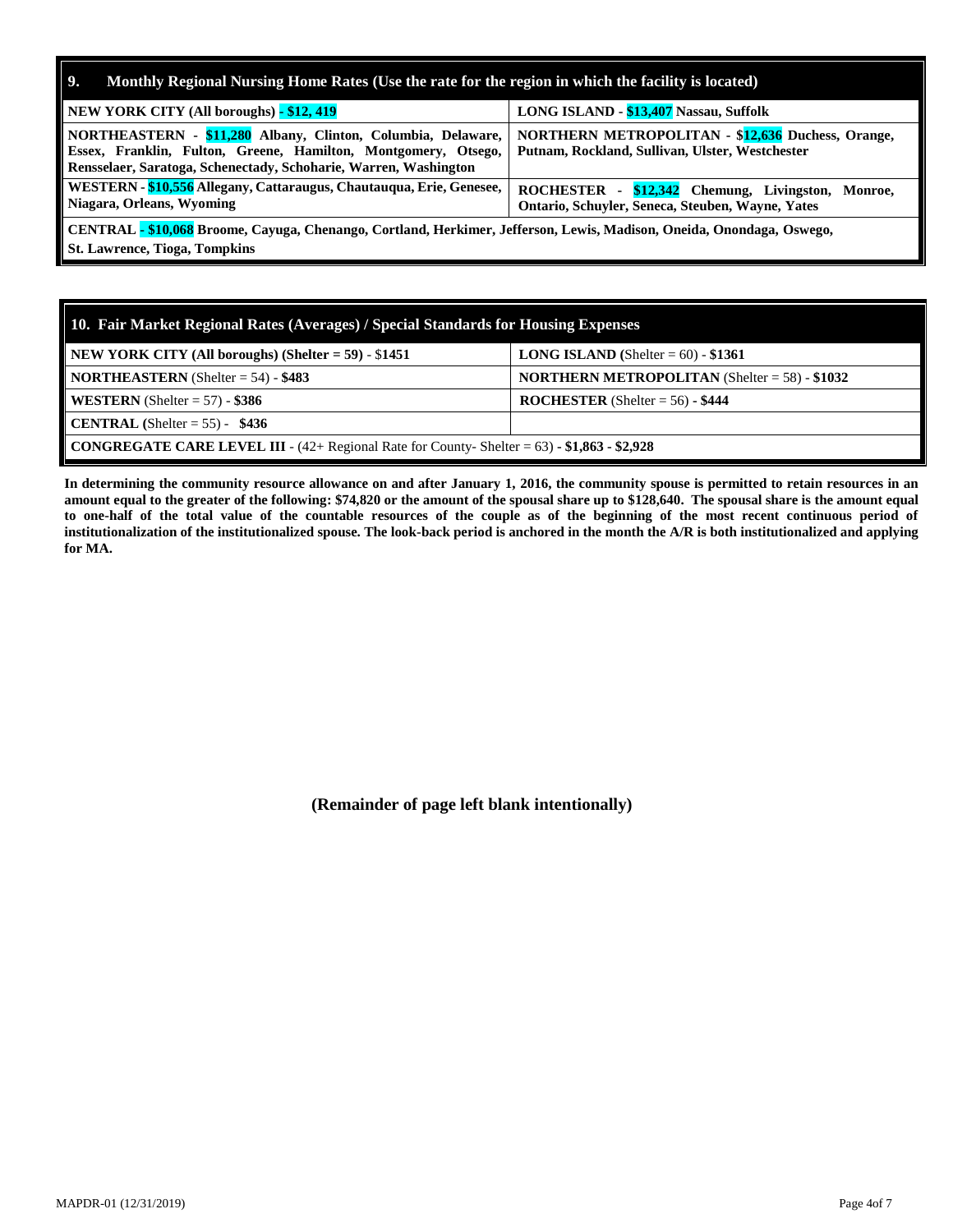| 9. Monthly Regional Nursing Home Rates (Use the rate for the region in which the facility is located) | |
|---|---|
| **NEW YORK CITY (All boroughs) - $12, 419** | **LONG ISLAND - $13,407 Nassau, Suffolk** |
| **NORTHEASTERN - $11,280 Albany, Clinton, Columbia, Delaware, Essex, Franklin, Fulton, Greene, Hamilton, Montgomery, Otsego, Rensselaer, Saratoga, Schenectady, Schoharie, Warren, Washington** | **NORTHERN METROPOLITAN - $12,636 Duchess, Orange, Putnam, Rockland, Sullivan, Ulster, Westchester** |
| **WESTERN - $10,556 Allegany, Cattaraugus, Chautauqua, Erie, Genesee, Niagara, Orleans, Wyoming** | **ROCHESTER - $12,342 Chemung, Livingston, Monroe, Ontario, Schuyler, Seneca, Steuben, Wayne, Yates** |
| **CENTRAL - $10,068 Broome, Cayuga, Chenango, Cortland, Herkimer, Jefferson, Lewis, Madison, Oneida, Onondaga, Oswego, St. Lawrence, Tioga, Tompkins** | |

| 10. Fair Market Regional Rates (Averages) / Special Standards for Housing Expenses | |
|---|---|
| **NEW YORK CITY (All boroughs) (Shelter = 59)** - $1451 | **LONG ISLAND** (Shelter = 60) - **$1361** |
| **NORTHEASTERN** (Shelter = 54) - **$483** | **NORTHERN METROPOLITAN** (Shelter = 58) - **$1032** |
| **WESTERN** (Shelter = 57) - **$386** | **ROCHESTER** (Shelter = 56) **- $444** |
| **CENTRAL** (Shelter = 55) - **$436** | |
| **CONGREGATE CARE LEVEL III** - (42+ Regional Rate for County- Shelter = 63) **- $1,863 - $2,928** | |

**In determining the community resource allowance on and after January 1, 2016, the community spouse is permitted to retain resources in an amount equal to the greater of the following: $74,820 or the amount of the spousal share up to $128,640. The spousal share is the amount equal to one-half of the total value of the countable resources of the couple as of the beginning of the most recent continuous period of institutionalization of the institutionalized spouse. The look-back period is anchored in the month the A/R is both institutionalized and applying for MA.**

**(Remainder of page left blank intentionally)**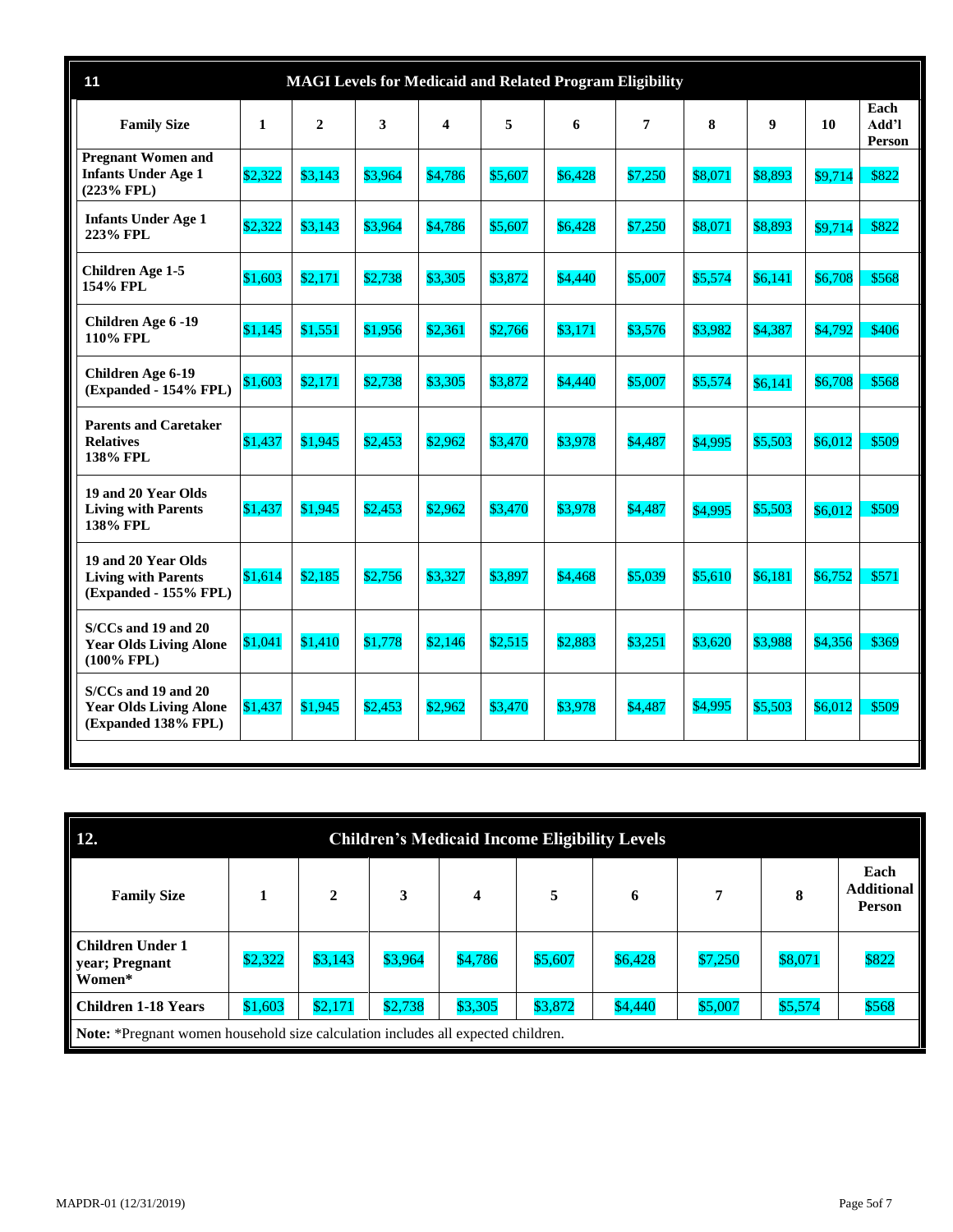| 11 | MAGI Levels for Medicaid and Related Program Eligibility | | | | | | | | | |
|---|---|---|---|---|---|---|---|---|---|---|
| **Family Size** | **1** | **2** | **3** | **4** | **5** | **6** | **7** | **8** | **9** | **10** | **Each Add'l Person** |
| **Pregnant Women and Infants Under Age 1 (223% FPL)** | $2,322 | $3,143 | $3,964 | $4,786 | $5,607 | $6,428 | $7,250 | $8,071 | $8,893 | $9,714 | $822 |
| **Infants Under Age 1 223% FPL** | $2,322 | $3,143 | $3,964 | $4,786 | $5,607 | $6,428 | $7,250 | $8,071 | $8,893 | $9,714 | $822 |
| **Children Age 1-5 154% FPL** | $1,603 | $2,171 | $2,738 | $3,305 | $3,872 | $4,440 | $5,007 | $5,574 | $6,141 | $6,708 | $568 |
| **Children Age 6 -19 110% FPL** | $1,145 | $1,551 | $1,956 | $2,361 | $2,766 | $3,171 | $3,576 | $3,982 | $4,387 | $4,792 | $406 |
| **Children Age 6-19 (Expanded - 154% FPL)** | $1,603 | $2,171 | $2,738 | $3,305 | $3,872 | $4,440 | $5,007 | $5,574 | $6,141 | $6,708 | $568 |
| **Parents and Caretaker Relatives 138% FPL** | $1,437 | $1,945 | $2,453 | $2,962 | $3,470 | $3,978 | $4,487 | $4,995 | $5,503 | $6,012 | $509 |
| **19 and 20 Year Olds Living with Parents 138% FPL** | $1,437 | $1,945 | $2,453 | $2,962 | $3,470 | $3,978 | $4,487 | $4,995 | $5,503 | $6,012 | $509 |
| **19 and 20 Year Olds Living with Parents (Expanded - 155% FPL)** | $1,614 | $2,185 | $2,756 | $3,327 | $3,897 | $4,468 | $5,039 | $5,610 | $6,181 | $6,752 | $571 |
| **S/CCs and 19 and 20 Year Olds Living Alone (100% FPL)** | $1,041 | $1,410 | $1,778 | $2,146 | $2,515 | $2,883 | $3,251 | $3,620 | $3,988 | $4,356 | $369 |
| **S/CCs and 19 and 20 Year Olds Living Alone (Expanded 138% FPL)** | $1,437 | $1,945 | $2,453 | $2,962 | $3,470 | $3,978 | $4,487 | $4,995 | $5,503 | $6,012 | $509 |

| 12. | Children's Medicaid Income Eligibility Levels | | | | | | | |
|---|---|---|---|---|---|---|---|---|
| **Family Size** | **1** | **2** | **3** | **4** | **5** | **6** | **7** | **8** | **Each Additional Person** |
| **Children Under 1 year; Pregnant Women*** | $2,322 | $3,143 | $3,964 | $4,786 | $5,607 | $6,428 | $7,250 | $8,071 | $822 |
| **Children 1-18 Years** | $1,603 | $2,171 | $2,738 | $3,305 | $3,872 | $4,440 | $5,007 | $5,574 | $568 |

**Note:** *Pregnant women household size calculation includes all expected children.

MAPDR-01 (12/31/2019)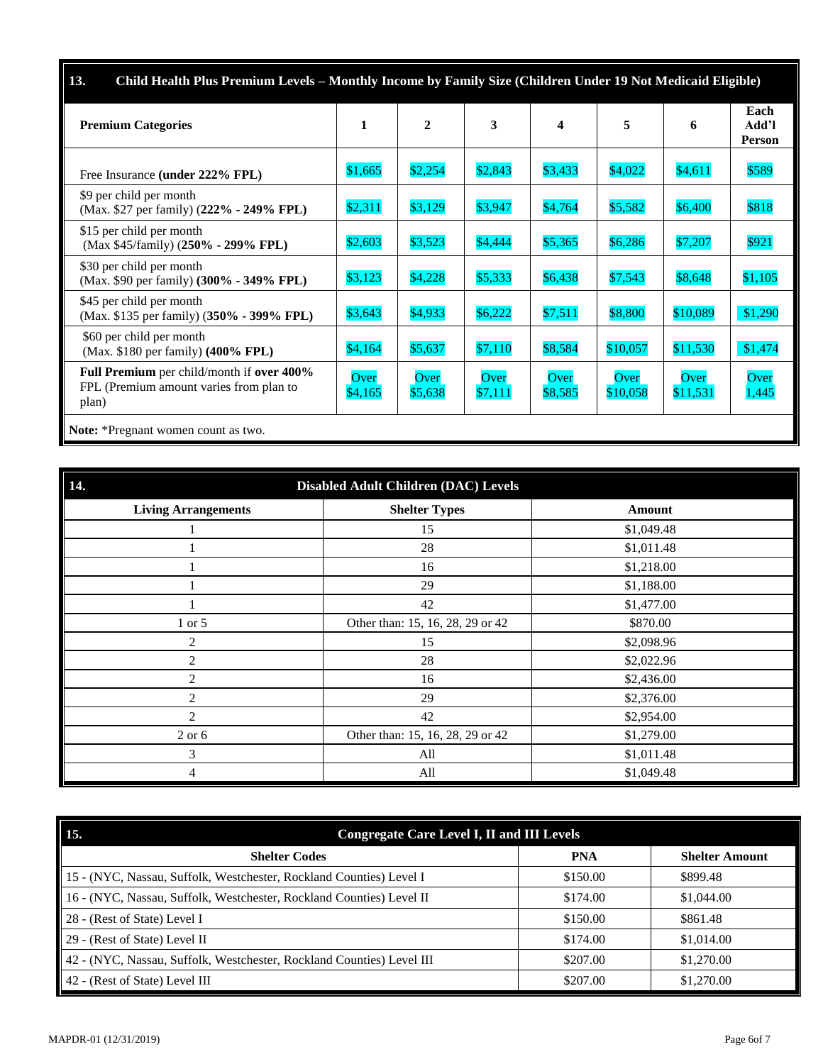## 13. Child Health Plus Premium Levels – Monthly Income by Family Size (Children Under 19 Not Medicaid Eligible)

| Premium Categories | 1 | 2 | 3 | 4 | 5 | 6 | Each Add'l Person |
|---|---|---|---|---|---|---|---|
| Free Insurance **(under 222% FPL)** | $1,665 | $2,254 | $2,843 | $3,433 | $4,022 | $4,611 | $589 |
| $9 per child per month (Max. $27 per family) (**222% - 249% FPL)** | $2,311 | $3,129 | $3,947 | $4,764 | $5,582 | $6,400 | $818 |
| $15 per child per month (Max $45/family) (**250% - 299% FPL)** | $2,603 | $3,523 | $4,444 | $5,365 | $6,286 | $7,207 | $921 |
| $30 per child per month (Max. $90 per family) **(300% - 349% FPL)** | $3,123 | $4,228 | $5,333 | $6,438 | $7,543 | $8,648 | $1,105 |
| $45 per child per month (Max. $135 per family) (**350% - 399% FPL)** | $3,643 | $4,933 | $6,222 | $7,511 | $8,800 | $10,089 | $1,290 |
| $60 per child per month (Max. $180 per family) **(400% FPL)** | $4,164 | $5,637 | $7,110 | $8,584 | $10,057 | $11,530 | $1,474 |
| **Full Premium** per child/month if **over 400%** FPL (Premium amount varies from plan to plan) | Over $4,165 | Over $5,638 | Over $7,111 | Over $8,585 | Over $10,058 | Over $11,531 | Over 1,445 |

**Note:** *Pregnant women count as two.

## 14. Disabled Adult Children (DAC) Levels

| Living Arrangements | Shelter Types | Amount |
|---|---|---|
| 1 | 15 | $1,049.48 |
| 1 | 28 | $1,011.48 |
| 1 | 16 | $1,218.00 |
| 1 | 29 | $1,188.00 |
| 1 | 42 | $1,477.00 |
| 1 or 5 | Other than: 15, 16, 28, 29 or 42 | $870.00 |
| 2 | 15 | $2,098.96 |
| 2 | 28 | $2,022.96 |
| 2 | 16 | $2,436.00 |
| 2 | 29 | $2,376.00 |
| 2 | 42 | $2,954.00 |
| 2 or 6 | Other than: 15, 16, 28, 29 or 42 | $1,279.00 |
| 3 | All | $1,011.48 |
| 4 | All | $1,049.48 |

## 15. Congregate Care Level I, II and III Levels

| Shelter Codes | PNA | Shelter Amount |
|---|---|---|
| 15 - (NYC, Nassau, Suffolk, Westchester, Rockland Counties) Level I | $150.00 | $899.48 |
| 16 - (NYC, Nassau, Suffolk, Westchester, Rockland Counties) Level II | $174.00 | $1,044.00 |
| 28 - (Rest of State) Level I | $150.00 | $861.48 |
| 29 - (Rest of State) Level II | $174.00 | $1,014.00 |
| 42 - (NYC, Nassau, Suffolk, Westchester, Rockland Counties) Level III | $207.00 | $1,270.00 |
| 42 - (Rest of State) Level III | $207.00 | $1,270.00 |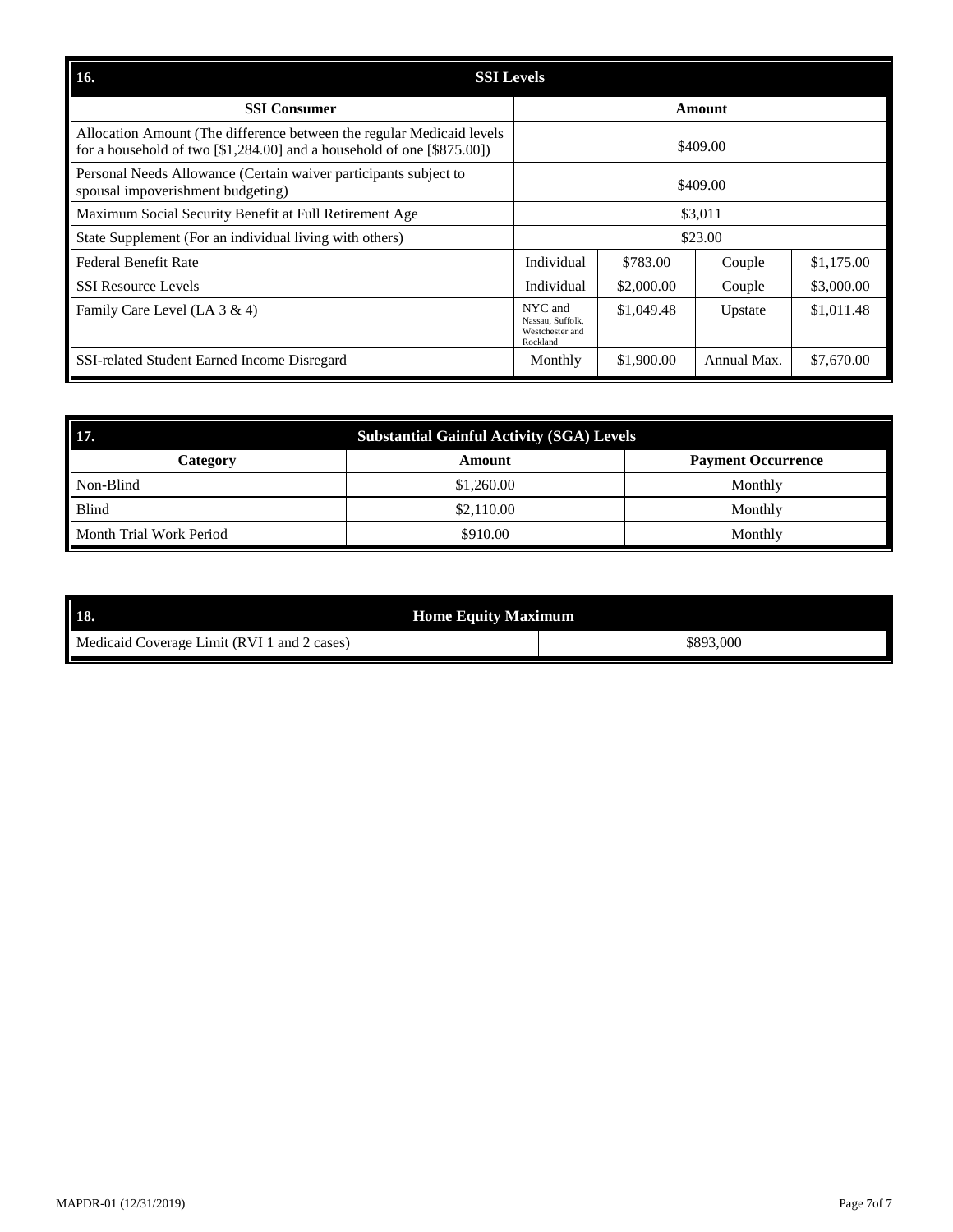| 16. | SSI Levels | | | |
|---|---|---|---|---|
| **SSI Consumer** | **Amount** | | | |
| Allocation Amount (The difference between the regular Medicaid levels for a household of two [$1,284.00] and a household of one [$875.00]) | $409.00 | | | |
| Personal Needs Allowance (Certain waiver participants subject to spousal impoverishment budgeting) | $409.00 | | | |
| Maximum Social Security Benefit at Full Retirement Age | $3,011 | | | |
| State Supplement (For an individual living with others) | $23.00 | | | |
| Federal Benefit Rate | Individual | $783.00 | Couple | $1,175.00 |
| SSI Resource Levels | Individual | $2,000.00 | Couple | $3,000.00 |
| Family Care Level (LA 3 & 4) | NYC and Nassau, Suffolk, Westchester and Rockland | $1,049.48 | Upstate | $1,011.48 |
| SSI-related Student Earned Income Disregard | Monthly | $1,900.00 | Annual Max. | $7,670.00 |

| 17. | Substantial Gainful Activity (SGA) Levels | |
|---|---|---|
| **Category** | **Amount** | **Payment Occurrence** |
| Non-Blind | $1,260.00 | Monthly |
| Blind | $2,110.00 | Monthly |
| Month Trial Work Period | $910.00 | Monthly |

| 18. | Home Equity Maximum |
|---|---|
| Medicaid Coverage Limit (RVI 1 and 2 cases) | $893,000 |

MAPDR-01 (12/31/2019)